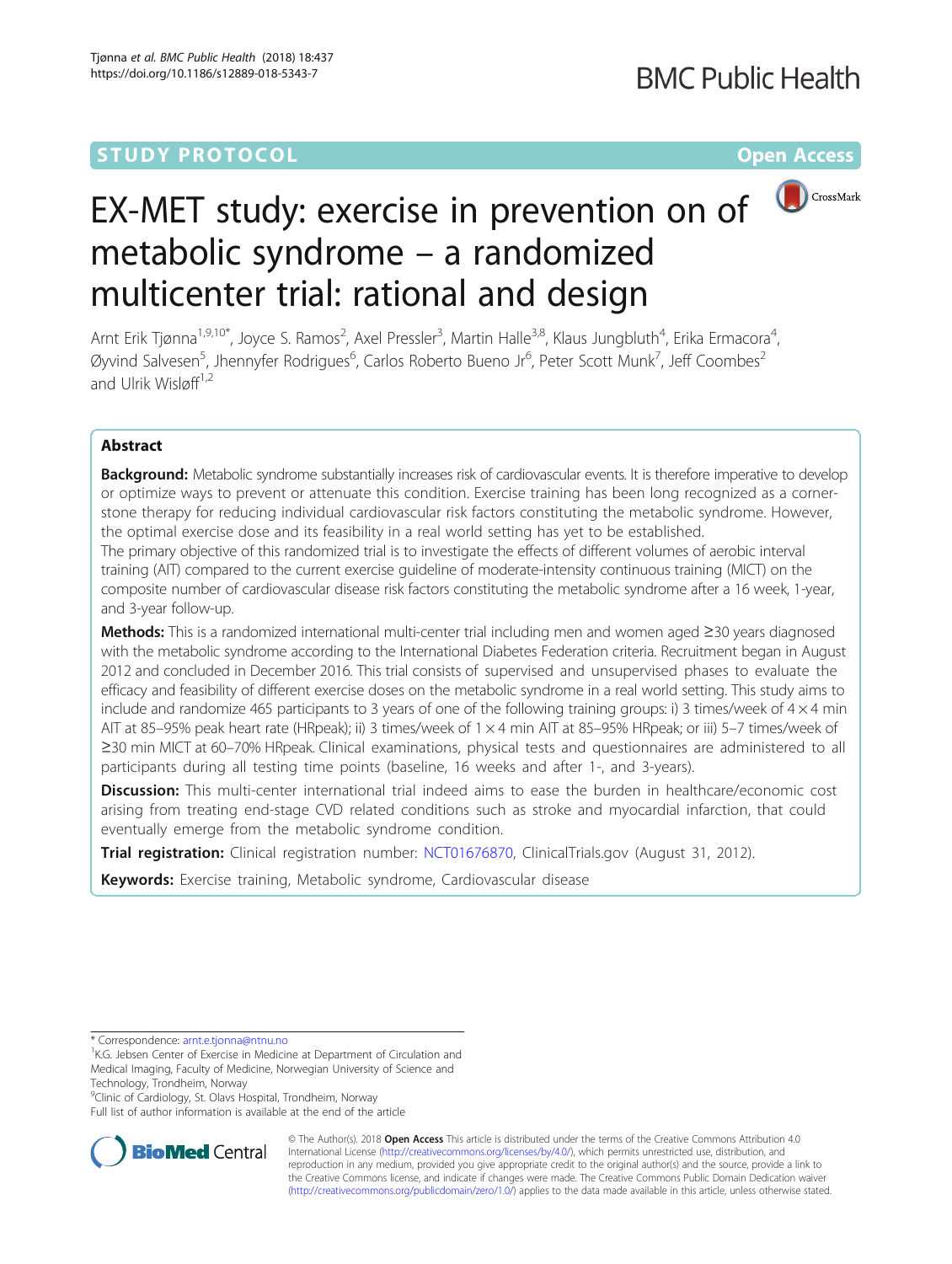STUDY PROTOCOL Open Access

# EX-MET study: exercise in prevention on of metabolic syndrome – a randomized multicenter trial: rational and design

Arnt Erik Tjønna[1,9,10*], Joyce S. Ramos[2], Axel Pressler[3], Martin Halle[3,8], Klaus Jungbluth[4], Erika Ermacora[4], Øyvind Salvesen[5], Jhennyfer Rodrigues[6], Carlos Roberto Bueno Jr[6], Peter Scott Munk[7], Jeff Coombes[2] and Ulrik Wisløff[1,2]

## Abstract

**Background:** Metabolic syndrome substantially increases risk of cardiovascular events. It is therefore imperative to develop or optimize ways to prevent or attenuate this condition. Exercise training has been long recognized as a cornerstone therapy for reducing individual cardiovascular risk factors constituting the metabolic syndrome. However, the optimal exercise dose and its feasibility in a real world setting has yet to be established.

The primary objective of this randomized trial is to investigate the effects of different volumes of aerobic interval training (AIT) compared to the current exercise guideline of moderate-intensity continuous training (MICT) on the composite number of cardiovascular disease risk factors constituting the metabolic syndrome after a 16 week, 1-year, and 3-year follow-up.

**Methods:** This is a randomized international multi-center trial including men and women aged ≥30 years diagnosed with the metabolic syndrome according to the International Diabetes Federation criteria. Recruitment began in August 2012 and concluded in December 2016. This trial consists of supervised and unsupervised phases to evaluate the efficacy and feasibility of different exercise doses on the metabolic syndrome in a real world setting. This study aims to include and randomize 465 participants to 3 years of one of the following training groups: i) 3 times/week of $4 \times 4$ min AIT at 85–95% peak heart rate (HRpeak); ii) 3 times/week of $1 \times 4$ min AIT at 85–95% HRpeak; or iii) 5–7 times/week of ≥30 min MICT at 60–70% HRpeak. Clinical examinations, physical tests and questionnaires are administered to all participants during all testing time points (baseline, 16 weeks and after 1-, and 3-years).

**Discussion:** This multi-center international trial indeed aims to ease the burden in healthcare/economic cost arising from treating end-stage CVD related conditions such as stroke and myocardial infarction, that could eventually emerge from the metabolic syndrome condition.

**Trial registration:** Clinical registration number: NCT01676870, ClinicalTrials.gov (August 31, 2012).

**Keywords:** Exercise training, Metabolic syndrome, Cardiovascular disease

\* Correspondence: arnt.e.tjonna@ntnu.no

[1]K.G. Jebsen Center of Exercise in Medicine at Department of Circulation and Medical Imaging, Faculty of Medicine, Norwegian University of Science and Technology, Trondheim, Norway

[9]Clinic of Cardiology, St. Olavs Hospital, Trondheim, Norway

Full list of author information is available at the end of the article

© The Author(s). 2018 **Open Access** This article is distributed under the terms of the Creative Commons Attribution 4.0 International License (http://creativecommons.org/licenses/by/4.0/), which permits unrestricted use, distribution, and reproduction in any medium, provided you give appropriate credit to the original author(s) and the source, provide a link to the Creative Commons license, and indicate if changes were made. The Creative Commons Public Domain Dedication waiver (http://creativecommons.org/publicdomain/zero/1.0/) applies to the data made available in this article, unless otherwise stated.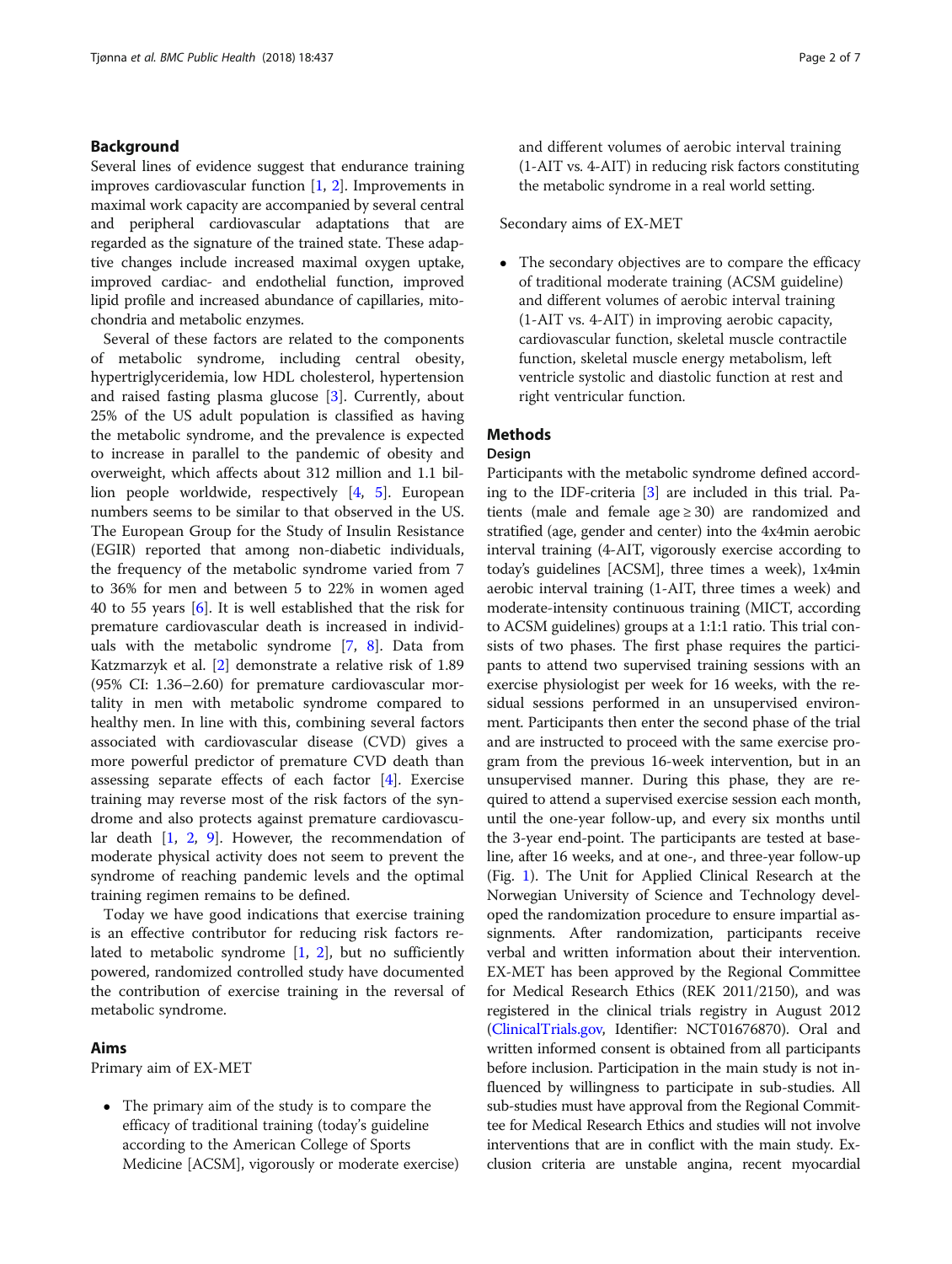## Background

Several lines of evidence suggest that endurance training improves cardiovascular function [1, 2]. Improvements in maximal work capacity are accompanied by several central and peripheral cardiovascular adaptations that are regarded as the signature of the trained state. These adaptive changes include increased maximal oxygen uptake, improved cardiac- and endothelial function, improved lipid profile and increased abundance of capillaries, mitochondria and metabolic enzymes.

Several of these factors are related to the components of metabolic syndrome, including central obesity, hypertriglyceridemia, low HDL cholesterol, hypertension and raised fasting plasma glucose [3]. Currently, about 25% of the US adult population is classified as having the metabolic syndrome, and the prevalence is expected to increase in parallel to the pandemic of obesity and overweight, which affects about 312 million and 1.1 billion people worldwide, respectively [4, 5]. European numbers seems to be similar to that observed in the US. The European Group for the Study of Insulin Resistance (EGIR) reported that among non-diabetic individuals, the frequency of the metabolic syndrome varied from 7 to 36% for men and between 5 to 22% in women aged 40 to 55 years [6]. It is well established that the risk for premature cardiovascular death is increased in individuals with the metabolic syndrome [7, 8]. Data from Katzmarzyk et al. [2] demonstrate a relative risk of 1.89 (95% CI: 1.36–2.60) for premature cardiovascular mortality in men with metabolic syndrome compared to healthy men. In line with this, combining several factors associated with cardiovascular disease (CVD) gives a more powerful predictor of premature CVD death than assessing separate effects of each factor [4]. Exercise training may reverse most of the risk factors of the syndrome and also protects against premature cardiovascular death [1, 2, 9]. However, the recommendation of moderate physical activity does not seem to prevent the syndrome of reaching pandemic levels and the optimal training regimen remains to be defined.

Today we have good indications that exercise training is an effective contributor for reducing risk factors related to metabolic syndrome [1, 2], but no sufficiently powered, randomized controlled study have documented the contribution of exercise training in the reversal of metabolic syndrome.

## Aims

Primary aim of EX-MET

- The primary aim of the study is to compare the efficacy of traditional training (today's guideline according to the American College of Sports Medicine [ACSM], vigorously or moderate exercise) and different volumes of aerobic interval training (1-AIT vs. 4-AIT) in reducing risk factors constituting the metabolic syndrome in a real world setting.

Secondary aims of EX-MET

- The secondary objectives are to compare the efficacy of traditional moderate training (ACSM guideline) and different volumes of aerobic interval training (1-AIT vs. 4-AIT) in improving aerobic capacity, cardiovascular function, skeletal muscle contractile function, skeletal muscle energy metabolism, left ventricle systolic and diastolic function at rest and right ventricular function.

## Methods

### Design

Participants with the metabolic syndrome defined according to the IDF-criteria [3] are included in this trial. Patients (male and female age ≥ 30) are randomized and stratified (age, gender and center) into the 4x4min aerobic interval training (4-AIT, vigorously exercise according to today's guidelines [ACSM], three times a week), 1x4min aerobic interval training (1-AIT, three times a week) and moderate-intensity continuous training (MICT, according to ACSM guidelines) groups at a 1:1:1 ratio. This trial consists of two phases. The first phase requires the participants to attend two supervised training sessions with an exercise physiologist per week for 16 weeks, with the residual sessions performed in an unsupervised environment. Participants then enter the second phase of the trial and are instructed to proceed with the same exercise program from the previous 16-week intervention, but in an unsupervised manner. During this phase, they are required to attend a supervised exercise session each month, until the one-year follow-up, and every six months until the 3-year end-point. The participants are tested at baseline, after 16 weeks, and at one-, and three-year follow-up (Fig. 1). The Unit for Applied Clinical Research at the Norwegian University of Science and Technology developed the randomization procedure to ensure impartial assignments. After randomization, participants receive verbal and written information about their intervention. EX-MET has been approved by the Regional Committee for Medical Research Ethics (REK 2011/2150), and was registered in the clinical trials registry in August 2012 (ClinicalTrials.gov, Identifier: NCT01676870). Oral and written informed consent is obtained from all participants before inclusion. Participation in the main study is not influenced by willingness to participate in sub-studies. All sub-studies must have approval from the Regional Committee for Medical Research Ethics and studies will not involve interventions that are in conflict with the main study. Exclusion criteria are unstable angina, recent myocardial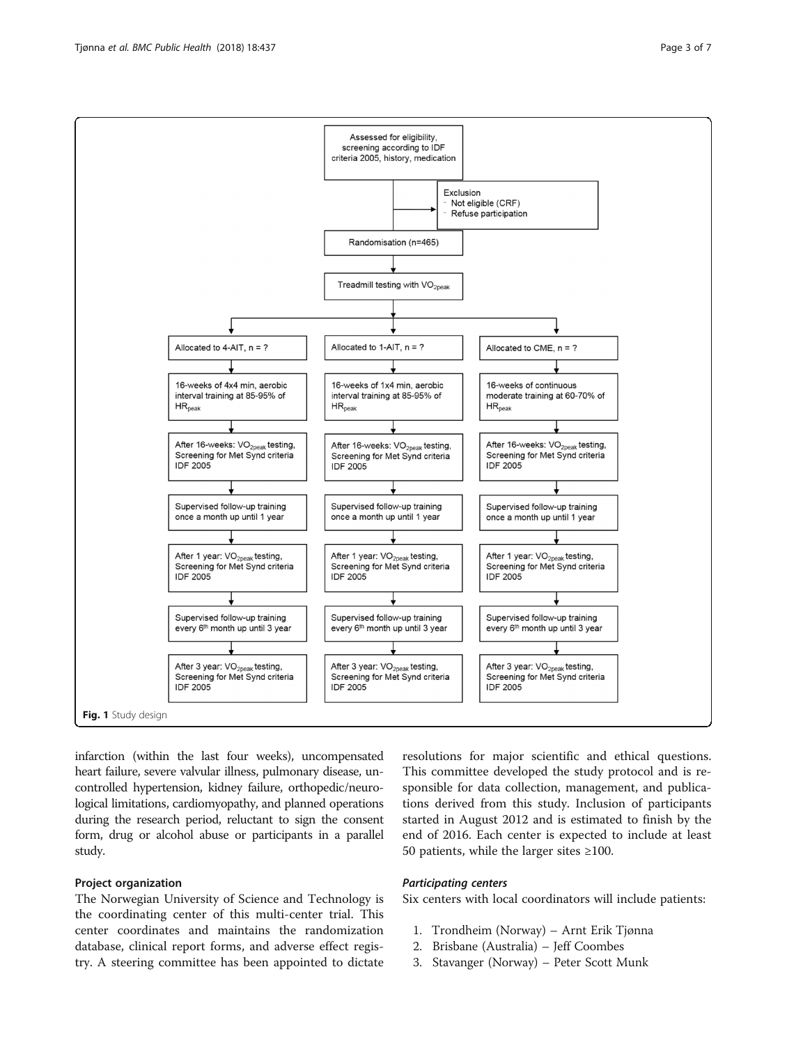Assessed for eligibility, screening according to IDF criteria 2005, history, medication

Exclusion
- Not eligible (CRF)
- Refuse participation

Randomisation (n=465)

Treadmill testing with $VO_{2peak}$

| Allocated to 4-AIT, n = ? | Allocated to 1-AIT, n = ? | Allocated to CME, n = ? |
|---|---|---|
| 16-weeks of 4x4 min, aerobic interval training at 85-95% of $HR_{peak}$ | 16-weeks of 1x4 min, aerobic interval training at 85-95% of $HR_{peak}$ | 16-weeks of continuous moderate training at 60-70% of $HR_{peak}$ |
| After 16-weeks: $VO_{2peak}$ testing, Screening for Met Synd criteria IDF 2005 | After 16-weeks: $VO_{2peak}$ testing, Screening for Met Synd criteria IDF 2005 | After 16-weeks: $VO_{2peak}$ testing, Screening for Met Synd criteria IDF 2005 |
| Supervised follow-up training once a month up until 1 year | Supervised follow-up training once a month up until 1 year | Supervised follow-up training once a month up until 1 year |
| After 1 year: $VO_{2peak}$ testing, Screening for Met Synd criteria IDF 2005 | After 1 year: $VO_{2peak}$ testing, Screening for Met Synd criteria IDF 2005 | After 1 year: $VO_{2peak}$ testing, Screening for Met Synd criteria IDF 2005 |
| Supervised follow-up training every 6th month up until 3 year | Supervised follow-up training every 6th month up until 3 year | Supervised follow-up training every 6th month up until 3 year |
| After 3 year: $VO_{2peak}$ testing, Screening for Met Synd criteria IDF 2005 | After 3 year: $VO_{2peak}$ testing, Screening for Met Synd criteria IDF 2005 | After 3 year: $VO_{2peak}$ testing, Screening for Met Synd criteria IDF 2005 |

**Fig. 1** Study design

infarction (within the last four weeks), uncompensated heart failure, severe valvular illness, pulmonary disease, uncontrolled hypertension, kidney failure, orthopedic/neurological limitations, cardiomyopathy, and planned operations during the research period, reluctant to sign the consent form, drug or alcohol abuse or participants in a parallel study.

## Project organization

The Norwegian University of Science and Technology is the coordinating center of this multi-center trial. This center coordinates and maintains the randomization database, clinical report forms, and adverse effect registry. A steering committee has been appointed to dictate resolutions for major scientific and ethical questions. This committee developed the study protocol and is responsible for data collection, management, and publications derived from this study. Inclusion of participants started in August 2012 and is estimated to finish by the end of 2016. Each center is expected to include at least 50 patients, while the larger sites ≥100.

### *Participating centers*

Six centers with local coordinators will include patients:

1. Trondheim (Norway) – Arnt Erik Tjønna
2. Brisbane (Australia) – Jeff Coombes
3. Stavanger (Norway) – Peter Scott Munk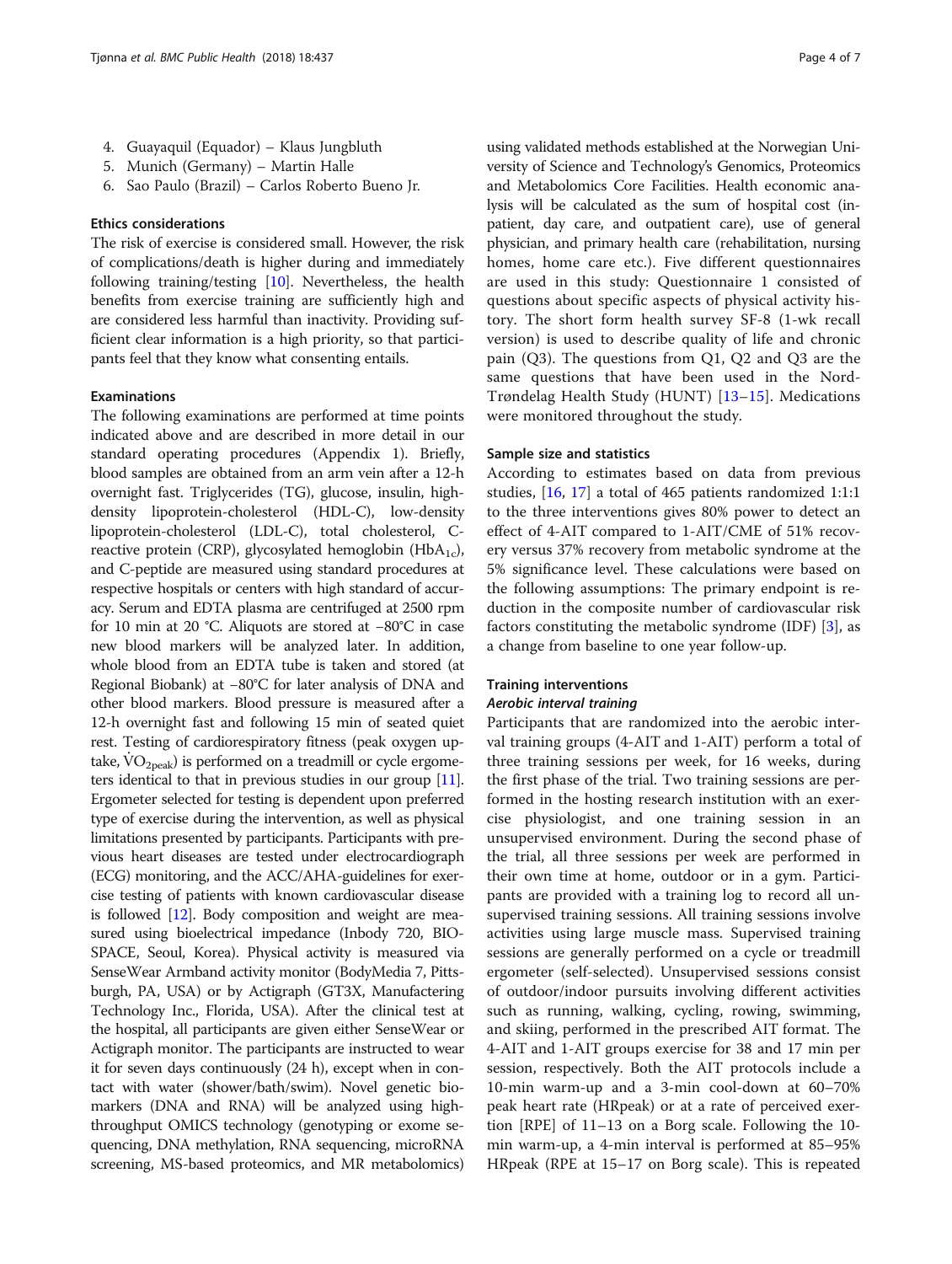4. Guayaquil (Equador) – Klaus Jungbluth
5. Munich (Germany) – Martin Halle
6. Sao Paulo (Brazil) – Carlos Roberto Bueno Jr.

### Ethics considerations

The risk of exercise is considered small. However, the risk of complications/death is higher during and immediately following training/testing [10]. Nevertheless, the health benefits from exercise training are sufficiently high and are considered less harmful than inactivity. Providing sufficient clear information is a high priority, so that participants feel that they know what consenting entails.

### Examinations

The following examinations are performed at time points indicated above and are described in more detail in our standard operating procedures (Appendix 1). Briefly, blood samples are obtained from an arm vein after a 12-h overnight fast. Triglycerides (TG), glucose, insulin, high-density lipoprotein-cholesterol (HDL-C), low-density lipoprotein-cholesterol (LDL-C), total cholesterol, C-reactive protein (CRP), glycosylated hemoglobin ($HbA_{1c}$), and C-peptide are measured using standard procedures at respective hospitals or centers with high standard of accuracy. Serum and EDTA plasma are centrifuged at 2500 rpm for 10 min at 20 °C. Aliquots are stored at −80°C in case new blood markers will be analyzed later. In addition, whole blood from an EDTA tube is taken and stored (at Regional Biobank) at −80°C for later analysis of DNA and other blood markers. Blood pressure is measured after a 12-h overnight fast and following 15 min of seated quiet rest. Testing of cardiorespiratory fitness (peak oxygen uptake, $\dot{V}O_{2peak}$) is performed on a treadmill or cycle ergometers identical to that in previous studies in our group [11]. Ergometer selected for testing is dependent upon preferred type of exercise during the intervention, as well as physical limitations presented by participants. Participants with previous heart diseases are tested under electrocardiograph (ECG) monitoring, and the ACC/AHA-guidelines for exercise testing of patients with known cardiovascular disease is followed [12]. Body composition and weight are measured using bioelectrical impedance (Inbody 720, BIOSPACE, Seoul, Korea). Physical activity is measured via SenseWear Armband activity monitor (BodyMedia 7, Pittsburgh, PA, USA) or by Actigraph (GT3X, Manufactering Technology Inc., Florida, USA). After the clinical test at the hospital, all participants are given either SenseWear or Actigraph monitor. The participants are instructed to wear it for seven days continuously (24 h), except when in contact with water (shower/bath/swim). Novel genetic biomarkers (DNA and RNA) will be analyzed using high-throughput OMICS technology (genotyping or exome sequencing, DNA methylation, RNA sequencing, microRNA screening, MS-based proteomics, and MR metabolomics) using validated methods established at the Norwegian University of Science and Technology's Genomics, Proteomics and Metabolomics Core Facilities. Health economic analysis will be calculated as the sum of hospital cost (inpatient, day care, and outpatient care), use of general physician, and primary health care (rehabilitation, nursing homes, home care etc.). Five different questionnaires are used in this study: Questionnaire 1 consisted of questions about specific aspects of physical activity history. The short form health survey SF-8 (1-wk recall version) is used to describe quality of life and chronic pain (Q3). The questions from Q1, Q2 and Q3 are the same questions that have been used in the Nord-Trøndelag Health Study (HUNT) [13–15]. Medications were monitored throughout the study.

### Sample size and statistics

According to estimates based on data from previous studies, [16, 17] a total of 465 patients randomized 1:1:1 to the three interventions gives 80% power to detect an effect of 4-AIT compared to 1-AIT/CME of 51% recovery versus 37% recovery from metabolic syndrome at the 5% significance level. These calculations were based on the following assumptions: The primary endpoint is reduction in the composite number of cardiovascular risk factors constituting the metabolic syndrome (IDF) [3], as a change from baseline to one year follow-up.

### Training interventions

#### *Aerobic interval training*

Participants that are randomized into the aerobic interval training groups (4-AIT and 1-AIT) perform a total of three training sessions per week, for 16 weeks, during the first phase of the trial. Two training sessions are performed in the hosting research institution with an exercise physiologist, and one training session in an unsupervised environment. During the second phase of the trial, all three sessions per week are performed in their own time at home, outdoor or in a gym. Participants are provided with a training log to record all unsupervised training sessions. All training sessions involve activities using large muscle mass. Supervised training sessions are generally performed on a cycle or treadmill ergometer (self-selected). Unsupervised sessions consist of outdoor/indoor pursuits involving different activities such as running, walking, cycling, rowing, swimming, and skiing, performed in the prescribed AIT format. The 4-AIT and 1-AIT groups exercise for 38 and 17 min per session, respectively. Both the AIT protocols include a 10-min warm-up and a 3-min cool-down at 60–70% peak heart rate (HRpeak) or at a rate of perceived exertion [RPE] of 11–13 on a Borg scale. Following the 10-min warm-up, a 4-min interval is performed at 85–95% HRpeak (RPE at 15–17 on Borg scale). This is repeated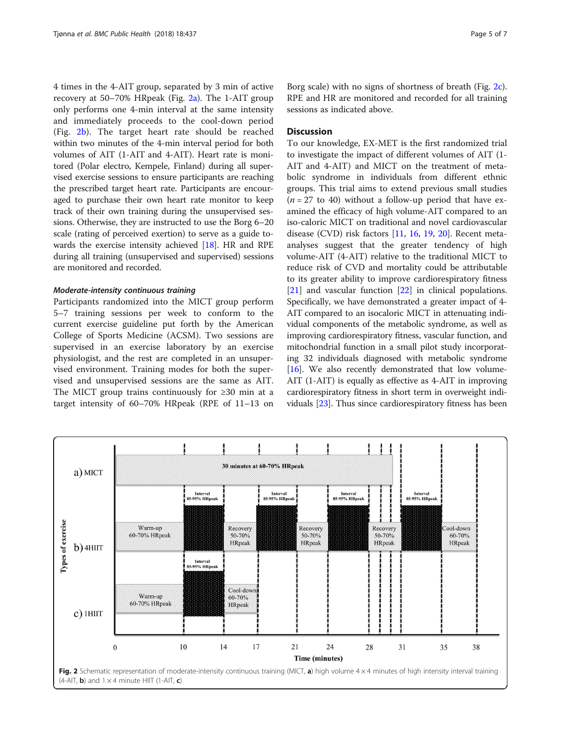4 times in the 4-AIT group, separated by 3 min of active recovery at 50–70% HRpeak (Fig. 2a). The 1-AIT group only performs one 4-min interval at the same intensity and immediately proceeds to the cool-down period (Fig. 2b). The target heart rate should be reached within two minutes of the 4-min interval period for both volumes of AIT (1-AIT and 4-AIT). Heart rate is monitored (Polar electro, Kempele, Finland) during all supervised exercise sessions to ensure participants are reaching the prescribed target heart rate. Participants are encouraged to purchase their own heart rate monitor to keep track of their own training during the unsupervised sessions. Otherwise, they are instructed to use the Borg 6–20 scale (rating of perceived exertion) to serve as a guide towards the exercise intensity achieved [18]. HR and RPE during all training (unsupervised and supervised) sessions are monitored and recorded.

#### *Moderate-intensity continuous training*

Participants randomized into the MICT group perform 5–7 training sessions per week to conform to the current exercise guideline put forth by the American College of Sports Medicine (ACSM). Two sessions are supervised in an exercise laboratory by an exercise physiologist, and the rest are completed in an unsupervised environment. Training modes for both the supervised and unsupervised sessions are the same as AIT. The MICT group trains continuously for ≥30 min at a target intensity of 60–70% HRpeak (RPE of 11–13 on Borg scale) with no signs of shortness of breath (Fig. 2c). RPE and HR are monitored and recorded for all training sessions as indicated above.

## Discussion

To our knowledge, EX-MET is the first randomized trial to investigate the impact of different volumes of AIT (1-AIT and 4-AIT) and MICT on the treatment of metabolic syndrome in individuals from different ethnic groups. This trial aims to extend previous small studies ($n = 27$ to 40) without a follow-up period that have examined the efficacy of high volume-AIT compared to an iso-caloric MICT on traditional and novel cardiovascular disease (CVD) risk factors [11, 16, 19, 20]. Recent meta-analyses suggest that the greater tendency of high volume-AIT (4-AIT) relative to the traditional MICT to reduce risk of CVD and mortality could be attributable to its greater ability to improve cardiorespiratory fitness [21] and vascular function [22] in clinical populations. Specifically, we have demonstrated a greater impact of 4-AIT compared to an isocaloric MICT in attenuating individual components of the metabolic syndrome, as well as improving cardiorespiratory fitness, vascular function, and mitochondrial function in a small pilot study incorporating 32 individuals diagnosed with metabolic syndrome [16]. We also recently demonstrated that low volume-AIT (1-AIT) is equally as effective as 4-AIT in improving cardiorespiratory fitness in short term in overweight individuals [23]. Thus since cardiorespiratory fitness has been

**Fig. 2** Schematic representation of moderate-intensity continuous training (MICT, **a**) high volume 4 × 4 minutes of high intensity interval training (4-AIT, **b**) and 1 × 4 minute HIIT (1-AIT, **c**)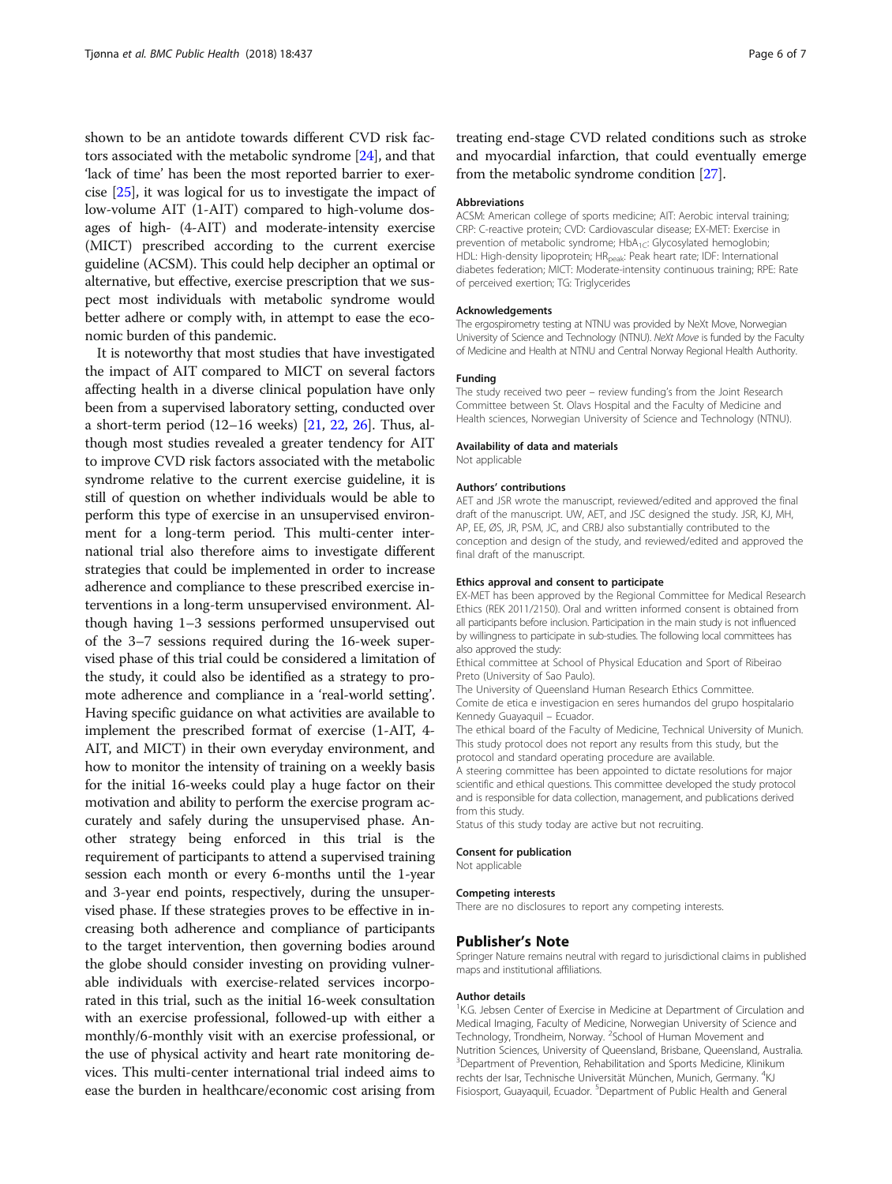shown to be an antidote towards different CVD risk factors associated with the metabolic syndrome [24], and that 'lack of time' has been the most reported barrier to exercise [25], it was logical for us to investigate the impact of low-volume AIT (1-AIT) compared to high-volume dosages of high- (4-AIT) and moderate-intensity exercise (MICT) prescribed according to the current exercise guideline (ACSM). This could help decipher an optimal or alternative, but effective, exercise prescription that we suspect most individuals with metabolic syndrome would better adhere or comply with, in attempt to ease the economic burden of this pandemic.

It is noteworthy that most studies that have investigated the impact of AIT compared to MICT on several factors affecting health in a diverse clinical population have only been from a supervised laboratory setting, conducted over a short-term period (12–16 weeks) [21, 22, 26]. Thus, although most studies revealed a greater tendency for AIT to improve CVD risk factors associated with the metabolic syndrome relative to the current exercise guideline, it is still of question on whether individuals would be able to perform this type of exercise in an unsupervised environment for a long-term period. This multi-center international trial also therefore aims to investigate different strategies that could be implemented in order to increase adherence and compliance to these prescribed exercise interventions in a long-term unsupervised environment. Although having 1–3 sessions performed unsupervised out of the 3–7 sessions required during the 16-week supervised phase of this trial could be considered a limitation of the study, it could also be identified as a strategy to promote adherence and compliance in a 'real-world setting'. Having specific guidance on what activities are available to implement the prescribed format of exercise (1-AIT, 4-AIT, and MICT) in their own everyday environment, and how to monitor the intensity of training on a weekly basis for the initial 16-weeks could play a huge factor on their motivation and ability to perform the exercise program accurately and safely during the unsupervised phase. Another strategy being enforced in this trial is the requirement of participants to attend a supervised training session each month or every 6-months until the 1-year and 3-year end points, respectively, during the unsupervised phase. If these strategies proves to be effective in increasing both adherence and compliance of participants to the target intervention, then governing bodies around the globe should consider investing on providing vulnerable individuals with exercise-related services incorporated in this trial, such as the initial 16-week consultation with an exercise professional, followed-up with either a monthly/6-monthly visit with an exercise professional, or the use of physical activity and heart rate monitoring devices. This multi-center international trial indeed aims to ease the burden in healthcare/economic cost arising from treating end-stage CVD related conditions such as stroke and myocardial infarction, that could eventually emerge from the metabolic syndrome condition [27].

#### Abbreviations

ACSM: American college of sports medicine; AIT: Aerobic interval training; CRP: C-reactive protein; CVD: Cardiovascular disease; EX-MET: Exercise in prevention of metabolic syndrome; $HbA_{1C}$: Glycosylated hemoglobin; HDL: High-density lipoprotein; $HR_{peak}$: Peak heart rate; IDF: International diabetes federation; MICT: Moderate-intensity continuous training; RPE: Rate of perceived exertion; TG: Triglycerides

#### Acknowledgements

The ergospirometry testing at NTNU was provided by NeXt Move, Norwegian University of Science and Technology (NTNU). *NeXt Move* is funded by the Faculty of Medicine and Health at NTNU and Central Norway Regional Health Authority.

#### Funding

The study received two peer – review funding's from the Joint Research Committee between St. Olavs Hospital and the Faculty of Medicine and Health sciences, Norwegian University of Science and Technology (NTNU).

#### Availability of data and materials

Not applicable

#### Authors' contributions

AET and JSR wrote the manuscript, reviewed/edited and approved the final draft of the manuscript. UW, AET, and JSC designed the study. JSR, KJ, MH, AP, EE, ØS, JR, PSM, JC, and CRBJ also substantially contributed to the conception and design of the study, and reviewed/edited and approved the final draft of the manuscript.

#### Ethics approval and consent to participate

EX-MET has been approved by the Regional Committee for Medical Research Ethics (REK 2011/2150). Oral and written informed consent is obtained from all participants before inclusion. Participation in the main study is not influenced by willingness to participate in sub-studies. The following local committees has also approved the study:

Ethical committee at School of Physical Education and Sport of Ribeirao Preto (University of Sao Paulo).

The University of Queensland Human Research Ethics Committee.

Comite de etica e investigacion en seres humandos del grupo hospitalario Kennedy Guayaquil – Ecuador.

The ethical board of the Faculty of Medicine, Technical University of Munich. This study protocol does not report any results from this study, but the protocol and standard operating procedure are available.

A steering committee has been appointed to dictate resolutions for major scientific and ethical questions. This committee developed the study protocol and is responsible for data collection, management, and publications derived from this study.

Status of this study today are active but not recruiting.

#### Consent for publication

Not applicable

#### Competing interests

There are no disclosures to report any competing interests.

### Publisher's Note

Springer Nature remains neutral with regard to jurisdictional claims in published maps and institutional affiliations.

#### Author details

[1]K.G. Jebsen Center of Exercise in Medicine at Department of Circulation and Medical Imaging, Faculty of Medicine, Norwegian University of Science and Technology, Trondheim, Norway. [2]School of Human Movement and Nutrition Sciences, University of Queensland, Brisbane, Queensland, Australia. [3]Department of Prevention, Rehabilitation and Sports Medicine, Klinikum rechts der Isar, Technische Universität München, Munich, Germany. [4]KJ Fisiosport, Guayaquil, Ecuador. [5]Department of Public Health and General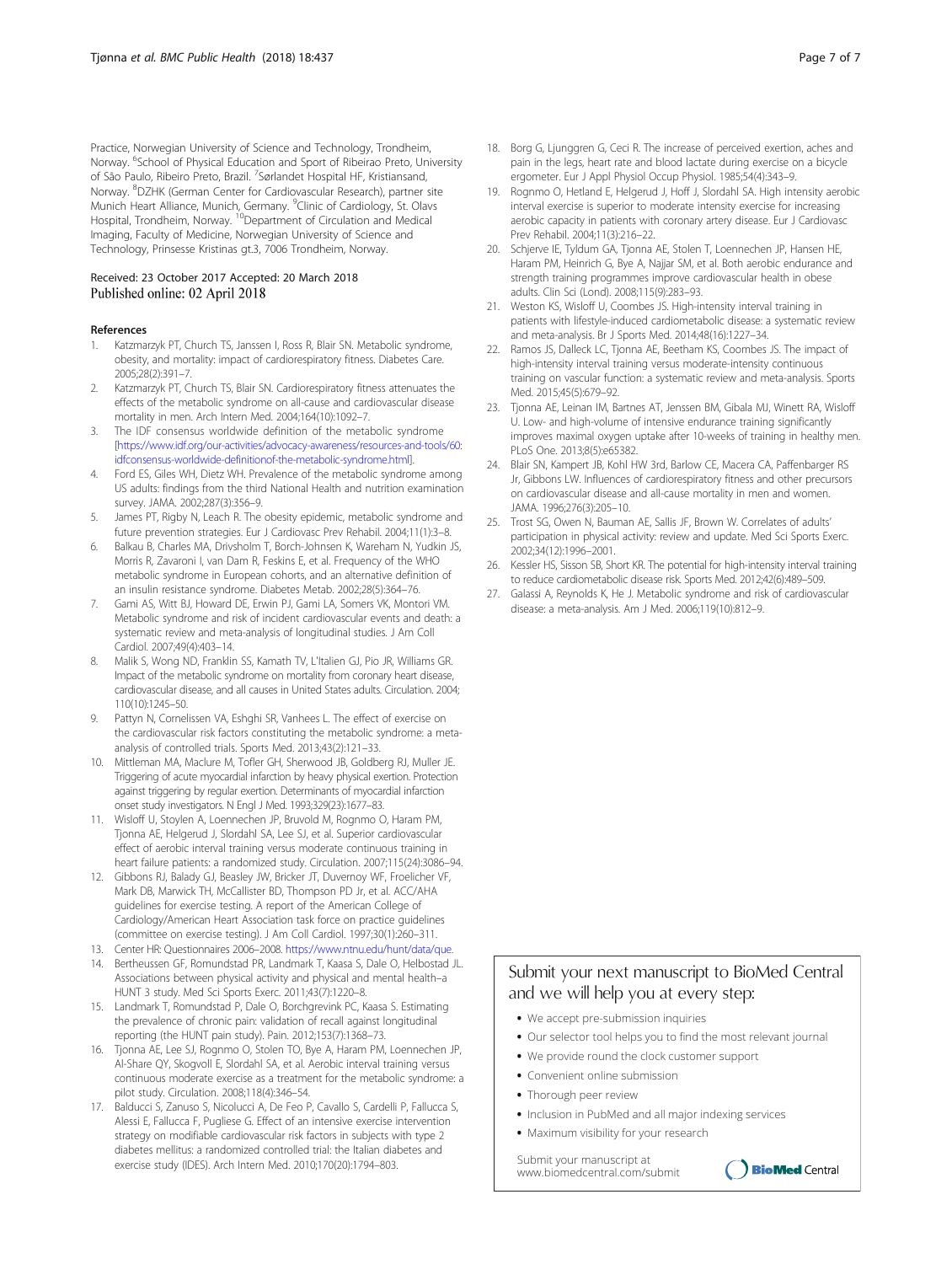Practice, Norwegian University of Science and Technology, Trondheim, Norway. [6]School of Physical Education and Sport of Ribeirao Preto, University of São Paulo, Ribeiro Preto, Brazil. [7]Sørlandet Hospital HF, Kristiansand, Norway. [8]DZHK (German Center for Cardiovascular Research), partner site Munich Heart Alliance, Munich, Germany. [9]Clinic of Cardiology, St. Olavs Hospital, Trondheim, Norway. [10]Department of Circulation and Medical Imaging, Faculty of Medicine, Norwegian University of Science and Technology, Prinsesse Kristinas gt.3, 7006 Trondheim, Norway.

Received: 23 October 2017 Accepted: 20 March 2018
Published online: 02 April 2018

### References

1. Katzmarzyk PT, Church TS, Janssen I, Ross R, Blair SN. Metabolic syndrome, obesity, and mortality: impact of cardiorespiratory fitness. Diabetes Care. 2005;28(2):391–7.
2. Katzmarzyk PT, Church TS, Blair SN. Cardiorespiratory fitness attenuates the effects of the metabolic syndrome on all-cause and cardiovascular disease mortality in men. Arch Intern Med. 2004;164(10):1092–7.
3. The IDF consensus worldwide definition of the metabolic syndrome [https://www.idf.org/our-activities/advocacy-awareness/resources-and-tools/60:idfconsensus-worldwide-definitionof-the-metabolic-syndrome.html].
4. Ford ES, Giles WH, Dietz WH. Prevalence of the metabolic syndrome among US adults: findings from the third National Health and nutrition examination survey. JAMA. 2002;287(3):356–9.
5. James PT, Rigby N, Leach R. The obesity epidemic, metabolic syndrome and future prevention strategies. Eur J Cardiovasc Prev Rehabil. 2004;11(1):3–8.
6. Balkau B, Charles MA, Drivsholm T, Borch-Johnsen K, Wareham N, Yudkin JS, Morris R, Zavaroni I, van Dam R, Feskins E, et al. Frequency of the WHO metabolic syndrome in European cohorts, and an alternative definition of an insulin resistance syndrome. Diabetes Metab. 2002;28(5):364–76.
7. Gami AS, Witt BJ, Howard DE, Erwin PJ, Gami LA, Somers VK, Montori VM. Metabolic syndrome and risk of incident cardiovascular events and death: a systematic review and meta-analysis of longitudinal studies. J Am Coll Cardiol. 2007;49(4):403–14.
8. Malik S, Wong ND, Franklin SS, Kamath TV, L'Italien GJ, Pio JR, Williams GR. Impact of the metabolic syndrome on mortality from coronary heart disease, cardiovascular disease, and all causes in United States adults. Circulation. 2004;110(10):1245–50.
9. Pattyn N, Cornelissen VA, Eshghi SR, Vanhees L. The effect of exercise on the cardiovascular risk factors constituting the metabolic syndrome: a meta-analysis of controlled trials. Sports Med. 2013;43(2):121–33.
10. Mittleman MA, Maclure M, Tofler GH, Sherwood JB, Goldberg RJ, Muller JE. Triggering of acute myocardial infarction by heavy physical exertion. Protection against triggering by regular exertion. Determinants of myocardial infarction onset study investigators. N Engl J Med. 1993;329(23):1677–83.
11. Wisloff U, Stoylen A, Loennechen JP, Bruvold M, Rognmo O, Haram PM, Tjonna AE, Helgerud J, Slordahl SA, Lee SJ, et al. Superior cardiovascular effect of aerobic interval training versus moderate continuous training in heart failure patients: a randomized study. Circulation. 2007;115(24):3086–94.
12. Gibbons RJ, Balady GJ, Beasley JW, Bricker JT, Duvernoy WF, Froelicher VF, Mark DB, Marwick TH, McCallister BD, Thompson PD Jr, et al. ACC/AHA guidelines for exercise testing. A report of the American College of Cardiology/American Heart Association task force on practice guidelines (committee on exercise testing). J Am Coll Cardiol. 1997;30(1):260–311.
13. Center HR: Questionnaires 2006–2008. https://www.ntnu.edu/hunt/data/que.
14. Bertheussen GF, Romundstad PR, Landmark T, Kaasa S, Dale O, Helbostad JL. Associations between physical activity and physical and mental health–a HUNT 3 study. Med Sci Sports Exerc. 2011;43(7):1220–8.
15. Landmark T, Romundstad P, Dale O, Borchgrevink PC, Kaasa S. Estimating the prevalence of chronic pain: validation of recall against longitudinal reporting (the HUNT pain study). Pain. 2012;153(7):1368–73.
16. Tjonna AE, Lee SJ, Rognmo O, Stolen TO, Bye A, Haram PM, Loennechen JP, Al-Share QY, Skogvoll E, Slordahl SA, et al. Aerobic interval training versus continuous moderate exercise as a treatment for the metabolic syndrome: a pilot study. Circulation. 2008;118(4):346–54.
17. Balducci S, Zanuso S, Nicolucci A, De Feo P, Cavallo S, Cardelli P, Fallucca S, Alessi E, Fallucca F, Pugliese G. Effect of an intensive exercise intervention strategy on modifiable cardiovascular risk factors in subjects with type 2 diabetes mellitus: a randomized controlled trial: the Italian diabetes and exercise study (IDES). Arch Intern Med. 2010;170(20):1794–803.
18. Borg G, Ljunggren G, Ceci R. The increase of perceived exertion, aches and pain in the legs, heart rate and blood lactate during exercise on a bicycle ergometer. Eur J Appl Physiol Occup Physiol. 1985;54(4):343–9.
19. Rognmo O, Hetland E, Helgerud J, Hoff J, Slordahl SA. High intensity aerobic interval exercise is superior to moderate intensity exercise for increasing aerobic capacity in patients with coronary artery disease. Eur J Cardiovasc Prev Rehabil. 2004;11(3):216–22.
20. Schjerve IE, Tyldum GA, Tjonna AE, Stolen T, Loennechen JP, Hansen HE, Haram PM, Heinrich G, Bye A, Najjar SM, et al. Both aerobic endurance and strength training programmes improve cardiovascular health in obese adults. Clin Sci (Lond). 2008;115(9):283–93.
21. Weston KS, Wisloff U, Coombes JS. High-intensity interval training in patients with lifestyle-induced cardiometabolic disease: a systematic review and meta-analysis. Br J Sports Med. 2014;48(16):1227–34.
22. Ramos JS, Dalleck LC, Tjonna AE, Beetham KS, Coombes JS. The impact of high-intensity interval training versus moderate-intensity continuous training on vascular function: a systematic review and meta-analysis. Sports Med. 2015;45(5):679–92.
23. Tjonna AE, Leinan IM, Bartnes AT, Jenssen BM, Gibala MJ, Winett RA, Wisloff U. Low- and high-volume of intensive endurance training significantly improves maximal oxygen uptake after 10-weeks of training in healthy men. PLoS One. 2013;8(5):e65382.
24. Blair SN, Kampert JB, Kohl HW 3rd, Barlow CE, Macera CA, Paffenbarger RS Jr, Gibbons LW. Influences of cardiorespiratory fitness and other precursors on cardiovascular disease and all-cause mortality in men and women. JAMA. 1996;276(3):205–10.
25. Trost SG, Owen N, Bauman AE, Sallis JF, Brown W. Correlates of adults' participation in physical activity: review and update. Med Sci Sports Exerc. 2002;34(12):1996–2001.
26. Kessler HS, Sisson SB, Short KR. The potential for high-intensity interval training to reduce cardiometabolic disease risk. Sports Med. 2012;42(6):489–509.
27. Galassi A, Reynolds K, He J. Metabolic syndrome and risk of cardiovascular disease: a meta-analysis. Am J Med. 2006;119(10):812–9.

Submit your next manuscript to BioMed Central and we will help you at every step:

- We accept pre-submission inquiries
- Our selector tool helps you to find the most relevant journal
- We provide round the clock customer support
- Convenient online submission
- Thorough peer review
- Inclusion in PubMed and all major indexing services
- Maximum visibility for your research

Submit your manuscript at
www.biomedcentral.com/submit

BioMed Central